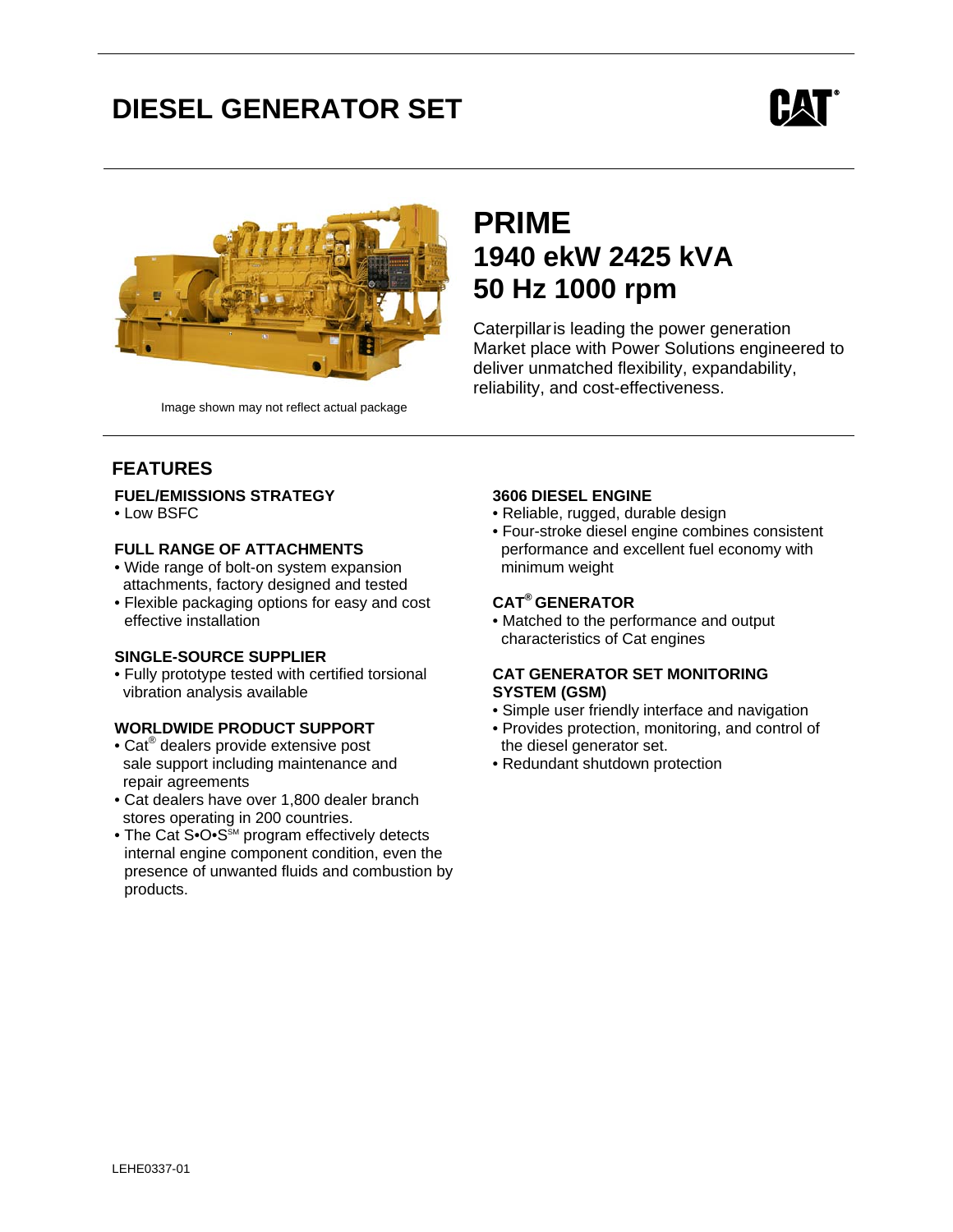# DIESEL GENERATOR SET

CAT®

Image shown may not reflect actual package

## PRIME
## 1940 ekW 2425 kVA
## 50 Hz 1000 rpm

Caterpillar is leading the power generation Market place with Power Solutions engineered to deliver unmatched flexibility, expandability, reliability, and cost-effectiveness.

## FEATURES

### FUEL/EMISSIONS STRATEGY

- Low BSFC

### FULL RANGE OF ATTACHMENTS

- Wide range of bolt-on system expansion attachments, factory designed and tested
- Flexible packaging options for easy and cost effective installation

### SINGLE-SOURCE SUPPLIER

- Fully prototype tested with certified torsional vibration analysis available

### WORLDWIDE PRODUCT SUPPORT

- Cat® dealers provide extensive post sale support including maintenance and repair agreements
- Cat dealers have over 1,800 dealer branch stores operating in 200 countries.
- The Cat S•O•S℠ program effectively detects internal engine component condition, even the presence of unwanted fluids and combustion by products.

### 3606 DIESEL ENGINE

- Reliable, rugged, durable design
- Four-stroke diesel engine combines consistent performance and excellent fuel economy with minimum weight

### CAT® GENERATOR

- Matched to the performance and output characteristics of Cat engines

### CAT GENERATOR SET MONITORING SYSTEM (GSM)

- Simple user friendly interface and navigation
- Provides protection, monitoring, and control of the diesel generator set.
- Redundant shutdown protection

LEHE0337-01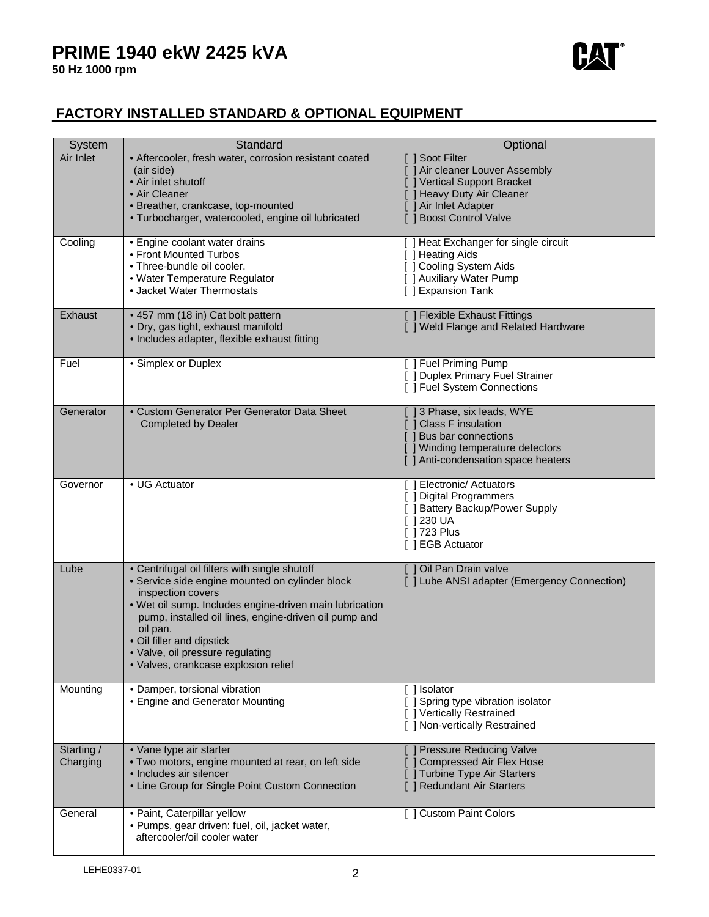# PRIME 1940 ekW 2425 kVA

**50 Hz 1000 rpm**

## FACTORY INSTALLED STANDARD & OPTIONAL EQUIPMENT

| System | Standard | Optional |
|---|---|---|
| Air Inlet | • Aftercooler, fresh water, corrosion resistant coated (air side)<br>• Air inlet shutoff<br>• Air Cleaner<br>• Breather, crankcase, top-mounted<br>• Turbocharger, watercooled, engine oil lubricated | [ ] Soot Filter<br>[ ] Air cleaner Louver Assembly<br>[ ] Vertical Support Bracket<br>[ ] Heavy Duty Air Cleaner<br>[ ] Air Inlet Adapter<br>[ ] Boost Control Valve |
| Cooling | • Engine coolant water drains<br>• Front Mounted Turbos<br>• Three-bundle oil cooler.<br>• Water Temperature Regulator<br>• Jacket Water Thermostats | [ ] Heat Exchanger for single circuit<br>[ ] Heating Aids<br>[ ] Cooling System Aids<br>[ ] Auxiliary Water Pump<br>[ ] Expansion Tank |
| Exhaust | • 457 mm (18 in) Cat bolt pattern<br>• Dry, gas tight, exhaust manifold<br>• Includes adapter, flexible exhaust fitting | [ ] Flexible Exhaust Fittings<br>[ ] Weld Flange and Related Hardware |
| Fuel | • Simplex or Duplex | [ ] Fuel Priming Pump<br>[ ] Duplex Primary Fuel Strainer<br>[ ] Fuel System Connections |
| Generator | • Custom Generator Per Generator Data Sheet Completed by Dealer | [ ] 3 Phase, six leads, WYE<br>[ ] Class F insulation<br>[ ] Bus bar connections<br>[ ] Winding temperature detectors<br>[ ] Anti-condensation space heaters |
| Governor | • UG Actuator | [ ] Electronic/ Actuators<br>[ ] Digital Programmers<br>[ ] Battery Backup/Power Supply<br>[ ] 230 UA<br>[ ] 723 Plus<br>[ ] EGB Actuator |
| Lube | • Centrifugal oil filters with single shutoff<br>• Service side engine mounted on cylinder block inspection covers<br>• Wet oil sump. Includes engine-driven main lubrication pump, installed oil lines, engine-driven oil pump and oil pan.<br>• Oil filler and dipstick<br>• Valve, oil pressure regulating<br>• Valves, crankcase explosion relief | [ ] Oil Pan Drain valve<br>[ ] Lube ANSI adapter (Emergency Connection) |
| Mounting | • Damper, torsional vibration<br>• Engine and Generator Mounting | [ ] Isolator<br>[ ] Spring type vibration isolator<br>[ ] Vertically Restrained<br>[ ] Non-vertically Restrained |
| Starting / Charging | • Vane type air starter<br>• Two motors, engine mounted at rear, on left side<br>• Includes air silencer<br>• Line Group for Single Point Custom Connection | [ ] Pressure Reducing Valve<br>[ ] Compressed Air Flex Hose<br>[ ] Turbine Type Air Starters<br>[ ] Redundant Air Starters |
| General | • Paint, Caterpillar yellow<br>• Pumps, gear driven: fuel, oil, jacket water, aftercooler/oil cooler water | [ ] Custom Paint Colors |

LEHE0337-01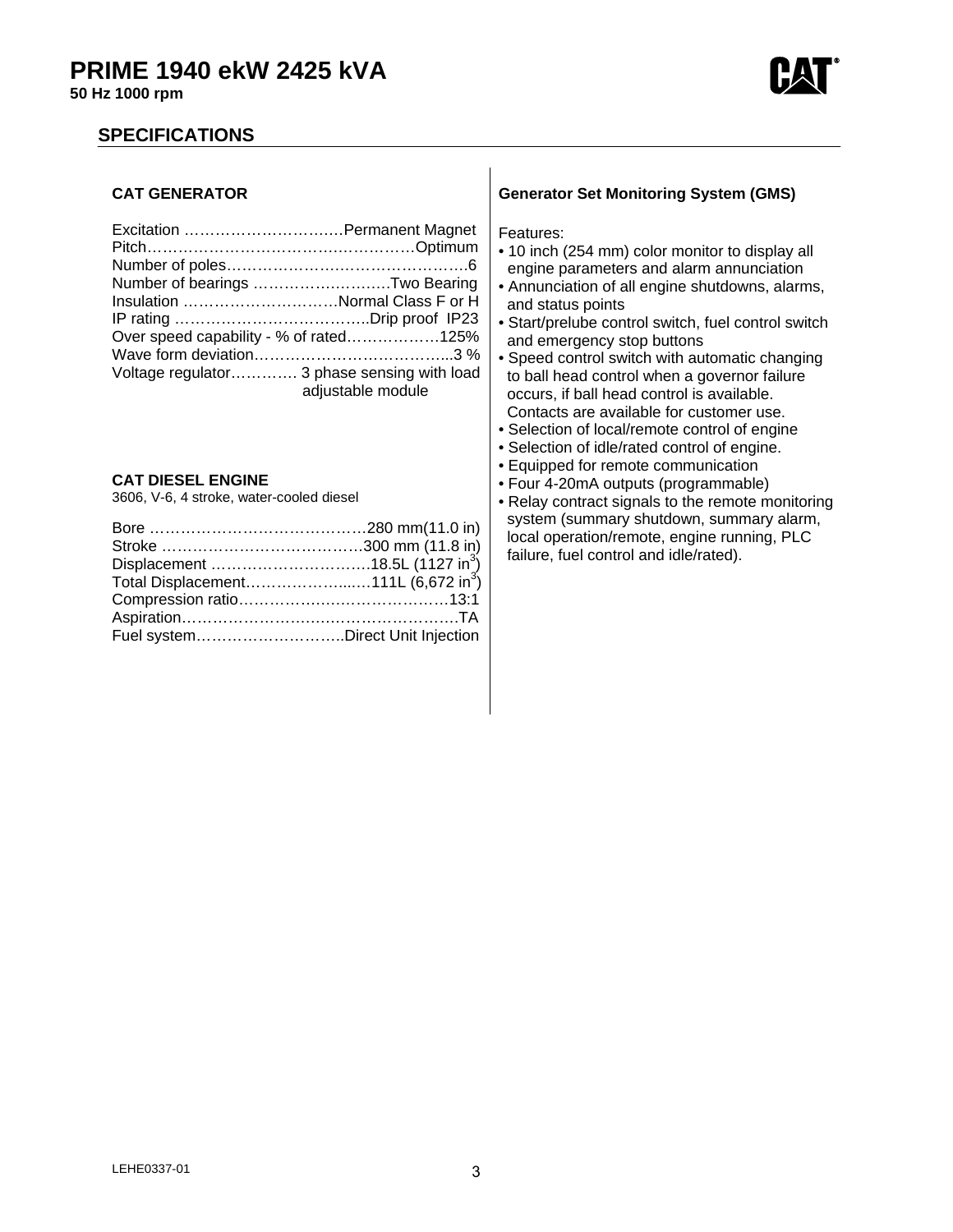# PRIME 1940 ekW 2425 kVA

**50 Hz 1000 rpm**

## SPECIFICATIONS

### CAT GENERATOR

| | |
|---|---|
| Excitation | Permanent Magnet |
| Pitch | Optimum |
| Number of poles | 6 |
| Number of bearings | Two Bearing |
| Insulation | Normal Class F or H |
| IP rating | Drip proof IP23 |
| Over speed capability - % of rated | 125% |
| Wave form deviation | 3 % |
| Voltage regulator | 3 phase sensing with load adjustable module |

### CAT DIESEL ENGINE

3606, V-6, 4 stroke, water-cooled diesel

| | |
|---|---|
| Bore | 280 mm(11.0 in) |
| Stroke | 300 mm (11.8 in) |
| Displacement | 18.5L (1127 $in^3$) |
| Total Displacement | 111L (6,672 $in^3$) |
| Compression ratio | 13:1 |
| Aspiration | TA |
| Fuel system | Direct Unit Injection |

### Generator Set Monitoring System (GMS)

Features:

- 10 inch (254 mm) color monitor to display all engine parameters and alarm annunciation
- Annunciation of all engine shutdowns, alarms, and status points
- Start/prelube control switch, fuel control switch and emergency stop buttons
- Speed control switch with automatic changing to ball head control when a governor failure occurs, if ball head control is available. Contacts are available for customer use.
- Selection of local/remote control of engine
- Selection of idle/rated control of engine.
- Equipped for remote communication
- Four 4-20mA outputs (programmable)
- Relay contract signals to the remote monitoring system (summary shutdown, summary alarm, local operation/remote, engine running, PLC failure, fuel control and idle/rated).

LEHE0337-01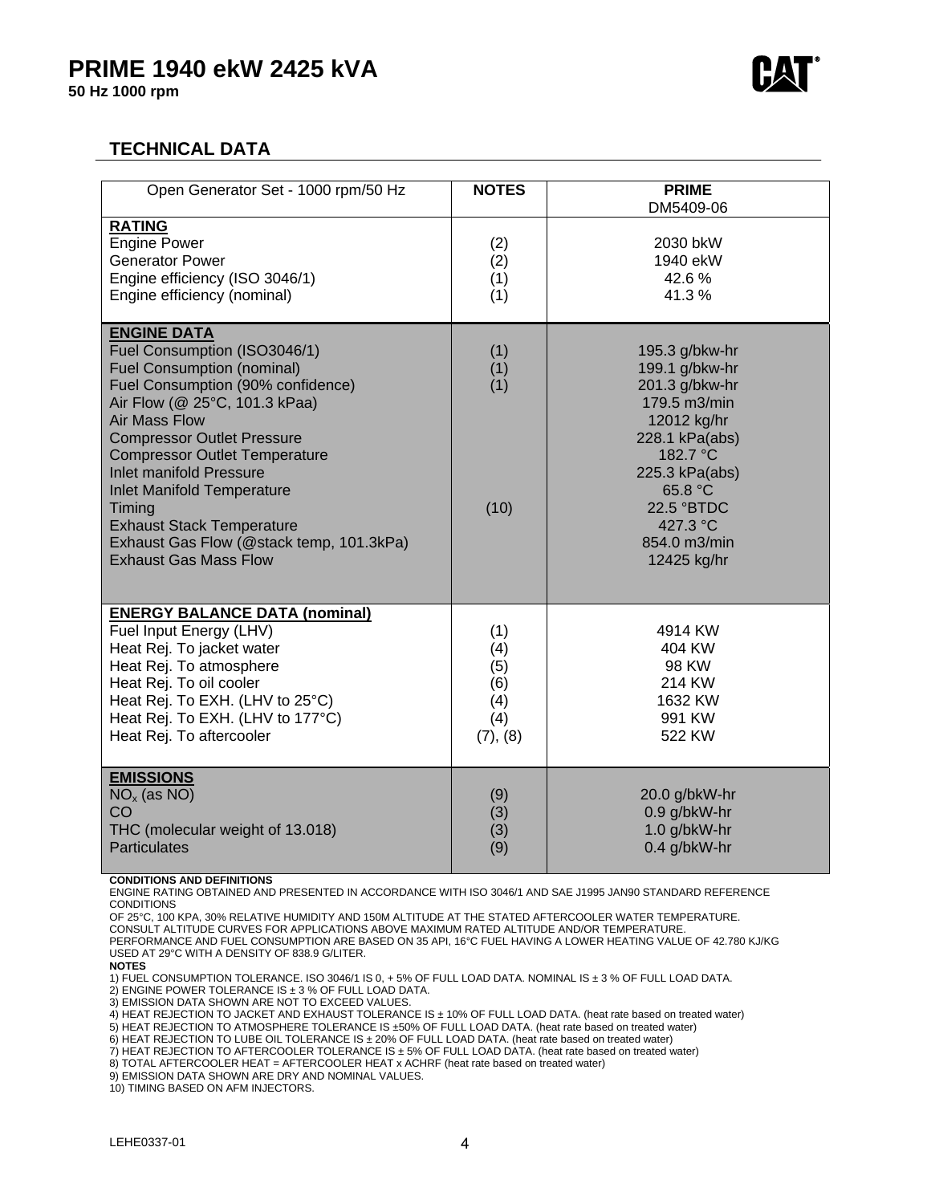# PRIME 1940 ekW 2425 kVA

**50 Hz 1000 rpm**

## TECHNICAL DATA

| Open Generator Set - 1000 rpm/50 Hz | NOTES | PRIME DM5409-06 |
|---|---|---|
| **RATING** | | |
| Engine Power | (2) | 2030 bkW |
| Generator Power | (2) | 1940 ekW |
| Engine efficiency (ISO 3046/1) | (1) | 42.6 % |
| Engine efficiency (nominal) | (1) | 41.3 % |
| **ENGINE DATA** | | |
| Fuel Consumption (ISO3046/1) | (1) | 195.3 g/bkw-hr |
| Fuel Consumption (nominal) | (1) | 199.1 g/bkw-hr |
| Fuel Consumption (90% confidence) | (1) | 201.3 g/bkw-hr |
| Air Flow (@ 25°C, 101.3 kPaa) | | 179.5 m3/min |
| Air Mass Flow | | 12012 kg/hr |
| Compressor Outlet Pressure | | 228.1 kPa(abs) |
| Compressor Outlet Temperature | | 182.7 °C |
| Inlet manifold Pressure | | 225.3 kPa(abs) |
| Inlet Manifold Temperature | | 65.8 °C |
| Timing | (10) | 22.5 °BTDC |
| Exhaust Stack Temperature | | 427.3 °C |
| Exhaust Gas Flow (@stack temp, 101.3kPa) | | 854.0 m3/min |
| Exhaust Gas Mass Flow | | 12425 kg/hr |
| **ENERGY BALANCE DATA (nominal)** | | |
| Fuel Input Energy (LHV) | (1) | 4914 KW |
| Heat Rej. To jacket water | (4) | 404 KW |
| Heat Rej. To atmosphere | (5) | 98 KW |
| Heat Rej. To oil cooler | (6) | 214 KW |
| Heat Rej. To EXH. (LHV to 25°C) | (4) | 1632 KW |
| Heat Rej. To EXH. (LHV to 177°C) | (4) | 991 KW |
| Heat Rej. To aftercooler | (7), (8) | 522 KW |
| **EMISSIONS** | | |
| $NO_x$ (as NO) | (9) | 20.0 g/bkW-hr |
| CO | (3) | 0.9 g/bkW-hr |
| THC (molecular weight of 13.018) | (3) | 1.0 g/bkW-hr |
| Particulates | (9) | 0.4 g/bkW-hr |

**CONDITIONS AND DEFINITIONS**

ENGINE RATING OBTAINED AND PRESENTED IN ACCORDANCE WITH ISO 3046/1 AND SAE J1995 JAN90 STANDARD REFERENCE CONDITIONS OF 25°C, 100 KPA, 30% RELATIVE HUMIDITY AND 150M ALTITUDE AT THE STATED AFTERCOOLER WATER TEMPERATURE. CONSULT ALTITUDE CURVES FOR APPLICATIONS ABOVE MAXIMUM RATED ALTITUDE AND/OR TEMPERATURE.
PERFORMANCE AND FUEL CONSUMPTION ARE BASED ON 35 API, 16°C FUEL HAVING A LOWER HEATING VALUE OF 42.780 KJ/KG USED AT 29°C WITH A DENSITY OF 838.9 G/LITER.

**NOTES**

1) FUEL CONSUMPTION TOLERANCE. ISO 3046/1 IS 0, + 5% OF FULL LOAD DATA. NOMINAL IS ± 3 % OF FULL LOAD DATA.
2) ENGINE POWER TOLERANCE IS ± 3 % OF FULL LOAD DATA.
3) EMISSION DATA SHOWN ARE NOT TO EXCEED VALUES.
4) HEAT REJECTION TO JACKET AND EXHAUST TOLERANCE IS ± 10% OF FULL LOAD DATA. (heat rate based on treated water)
5) HEAT REJECTION TO ATMOSPHERE TOLERANCE IS ±50% OF FULL LOAD DATA. (heat rate based on treated water)
6) HEAT REJECTION TO LUBE OIL TOLERANCE IS ± 20% OF FULL LOAD DATA. (heat rate based on treated water)
7) HEAT REJECTION TO AFTERCOOLER TOLERANCE IS ± 5% OF FULL LOAD DATA. (heat rate based on treated water)
8) TOTAL AFTERCOOLER HEAT = AFTERCOOLER HEAT x ACHRF (heat rate based on treated water)
9) EMISSION DATA SHOWN ARE DRY AND NOMINAL VALUES.
10) TIMING BASED ON AFM INJECTORS.

LEHE0337-01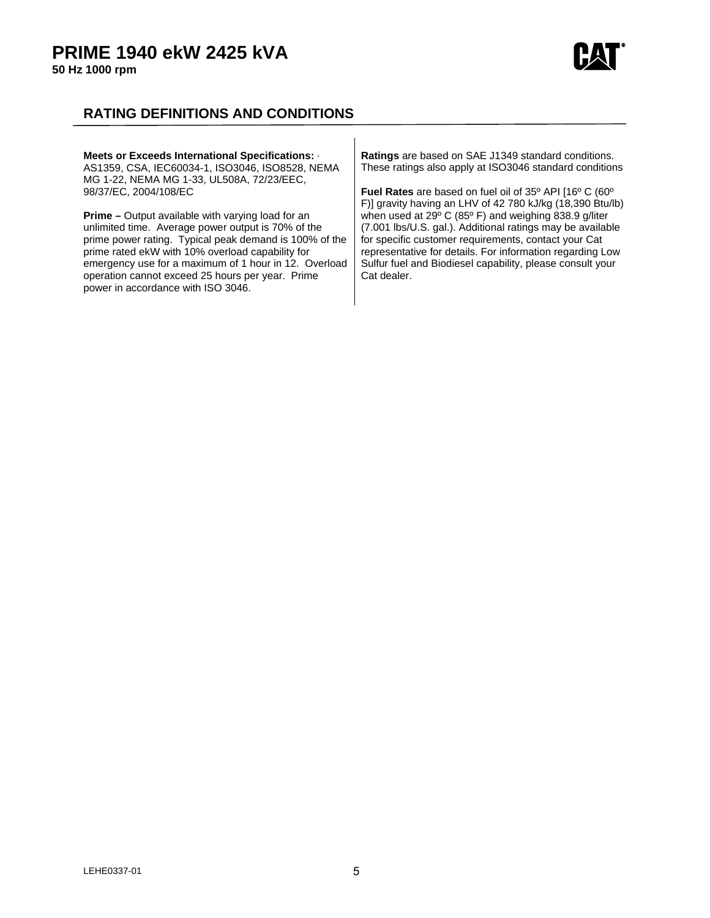# PRIME 1940 ekW 2425 kVA

**50 Hz 1000 rpm**

## RATING DEFINITIONS AND CONDITIONS

**Meets or Exceeds International Specifications:** · AS1359, CSA, IEC60034-1, ISO3046, ISO8528, NEMA MG 1-22, NEMA MG 1-33, UL508A, 72/23/EEC, 98/37/EC, 2004/108/EC

**Prime –** Output available with varying load for an unlimited time. Average power output is 70% of the prime power rating. Typical peak demand is 100% of the prime rated ekW with 10% overload capability for emergency use for a maximum of 1 hour in 12. Overload operation cannot exceed 25 hours per year. Prime power in accordance with ISO 3046.

**Ratings** are based on SAE J1349 standard conditions. These ratings also apply at ISO3046 standard conditions

**Fuel Rates** are based on fuel oil of 35º API [16º C (60º F)] gravity having an LHV of 42 780 kJ/kg (18,390 Btu/lb) when used at 29º C (85º F) and weighing 838.9 g/liter (7.001 lbs/U.S. gal.). Additional ratings may be available for specific customer requirements, contact your Cat representative for details. For information regarding Low Sulfur fuel and Biodiesel capability, please consult your Cat dealer.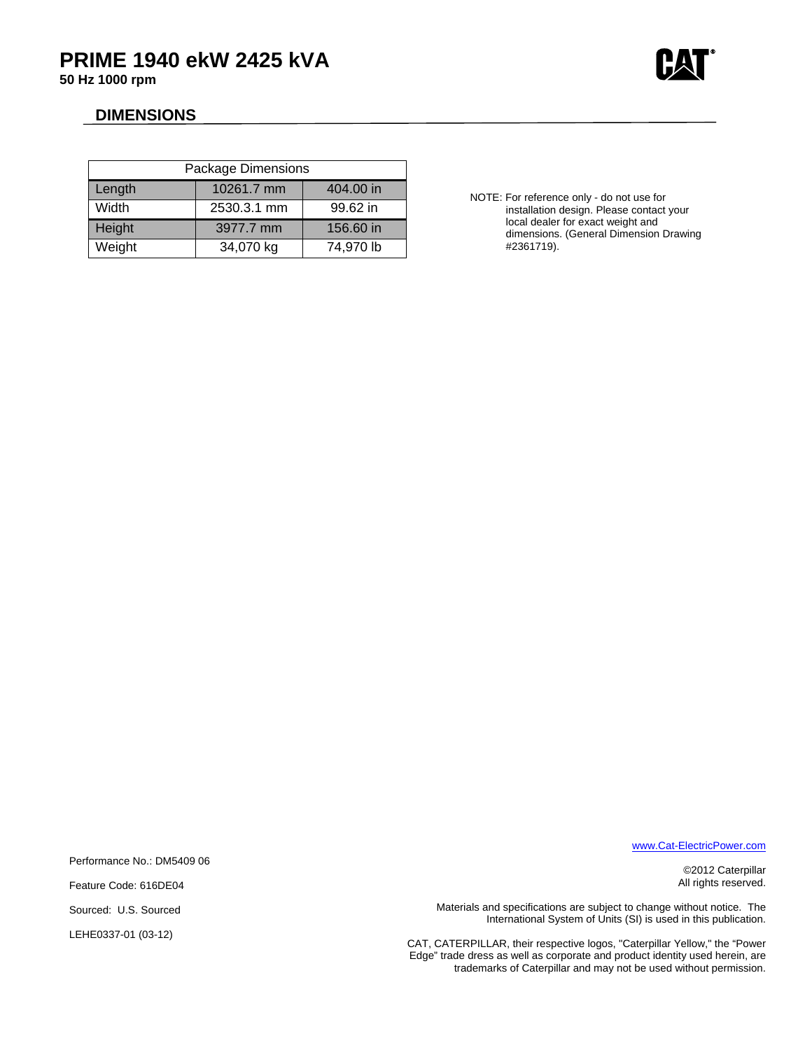# PRIME 1940 ekW 2425 kVA

**50 Hz 1000 rpm**

## DIMENSIONS

| Package Dimensions | | |
|---|---|---|
| Length | 10261.7 mm | 404.00 in |
| Width | 2530.3.1 mm | 99.62 in |
| Height | 3977.7 mm | 156.60 in |
| Weight | 34,070 kg | 74,970 lb |

NOTE: For reference only - do not use for installation design. Please contact your local dealer for exact weight and dimensions. (General Dimension Drawing #2361719).

Performance No.: DM5409 06

Feature Code: 616DE04

Sourced: U.S. Sourced

LEHE0337-01 (03-12)

www.Cat-ElectricPower.com

©2012 Caterpillar
All rights reserved.

Materials and specifications are subject to change without notice. The International System of Units (SI) is used in this publication.

CAT, CATERPILLAR, their respective logos, "Caterpillar Yellow," the "Power Edge" trade dress as well as corporate and product identity used herein, are trademarks of Caterpillar and may not be used without permission.